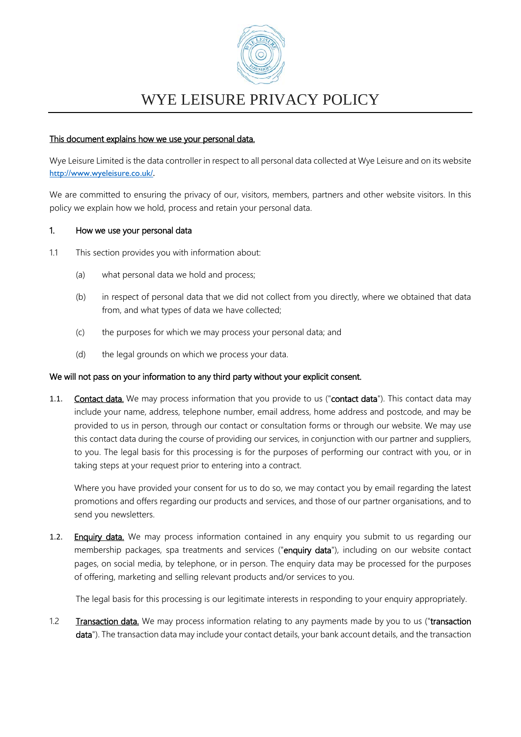# WYE LEISURE PRIVACY POLICY

This document explains how we use your personal data.

Wye Leisure Limited is the data controller in respect to all personal data collected at Wye Leisure and on its website http://www.wyeleisure.co.uk/.

We are committed to ensuring the privacy of our, visitors, members, partners and other website visitors. In this policy we explain how we hold, process and retain your personal data.

## 1. How we use your personal data

1.1 This section provides you with information about:

(a) what personal data we hold and process;

(b) in respect of personal data that we did not collect from you directly, where we obtained that data from, and what types of data we have collected;

(c) the purposes for which we may process your personal data; and

(d) the legal grounds on which we process your data.

**We will not pass on your information to any third party without your explicit consent.**

1.1. Contact data. We may process information that you provide to us ("**contact data**"). This contact data may include your name, address, telephone number, email address, home address and postcode, and may be provided to us in person, through our contact or consultation forms or through our website. We may use this contact data during the course of providing our services, in conjunction with our partner and suppliers, to you. The legal basis for this processing is for the purposes of performing our contract with you, or in taking steps at your request prior to entering into a contract.

Where you have provided your consent for us to do so, we may contact you by email regarding the latest promotions and offers regarding our products and services, and those of our partner organisations, and to send you newsletters.

1.2. Enquiry data. We may process information contained in any enquiry you submit to us regarding our membership packages, spa treatments and services ("**enquiry data**"), including on our website contact pages, on social media, by telephone, or in person. The enquiry data may be processed for the purposes of offering, marketing and selling relevant products and/or services to you.

The legal basis for this processing is our legitimate interests in responding to your enquiry appropriately.

1.2 Transaction data. We may process information relating to any payments made by you to us ("**transaction data**"). The transaction data may include your contact details, your bank account details, and the transaction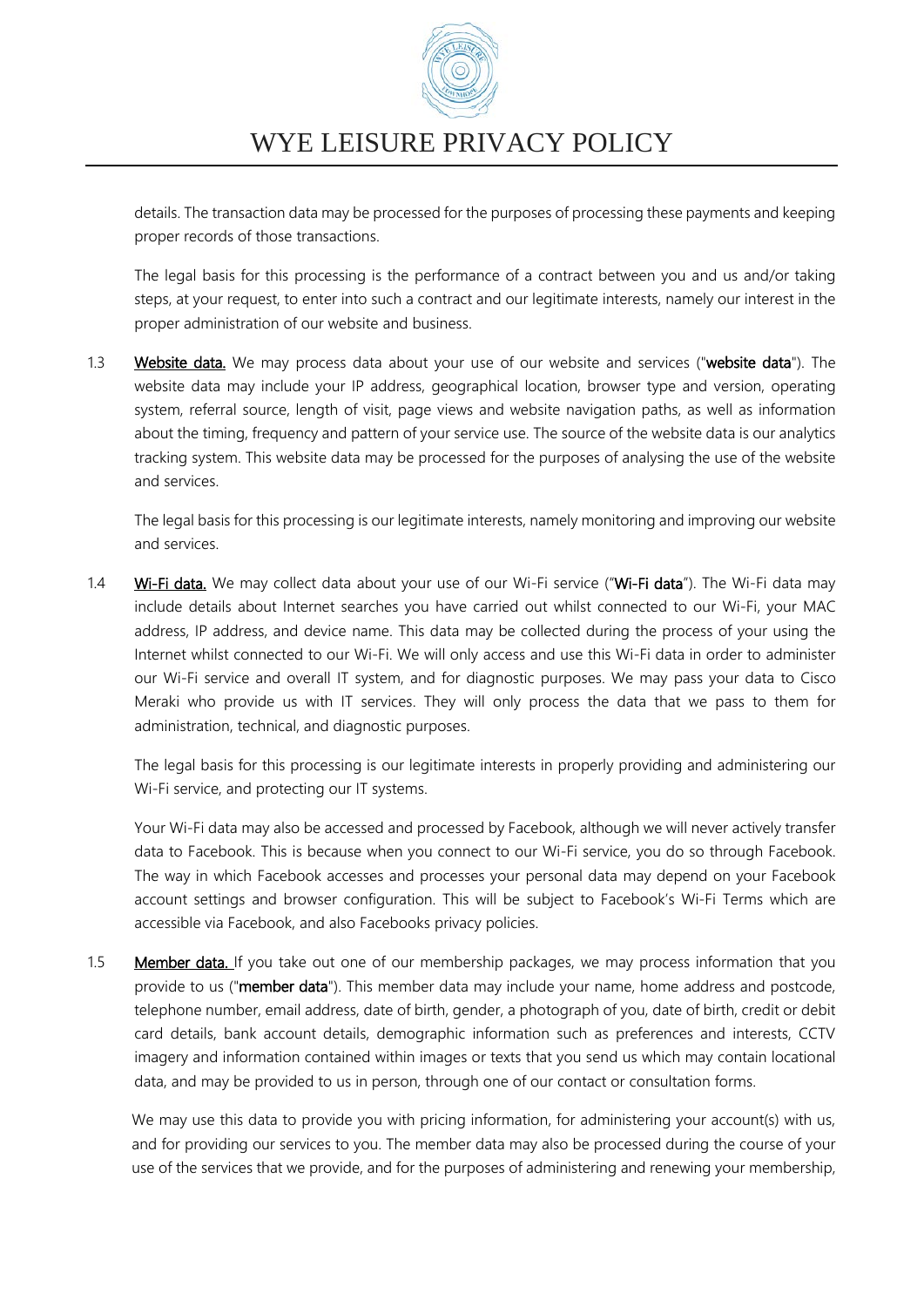details. The transaction data may be processed for the purposes of processing these payments and keeping proper records of those transactions.

The legal basis for this processing is the performance of a contract between you and us and/or taking steps, at your request, to enter into such a contract and our legitimate interests, namely our interest in the proper administration of our website and business.

1.3 **Website data.** We may process data about your use of our website and services ("**website data**"). The website data may include your IP address, geographical location, browser type and version, operating system, referral source, length of visit, page views and website navigation paths, as well as information about the timing, frequency and pattern of your service use. The source of the website data is our analytics tracking system. This website data may be processed for the purposes of analysing the use of the website and services.

The legal basis for this processing is our legitimate interests, namely monitoring and improving our website and services.

1.4 **Wi-Fi data.** We may collect data about your use of our Wi-Fi service ("**Wi-Fi data**"). The Wi-Fi data may include details about Internet searches you have carried out whilst connected to our Wi-Fi, your MAC address, IP address, and device name. This data may be collected during the process of your using the Internet whilst connected to our Wi-Fi. We will only access and use this Wi-Fi data in order to administer our Wi-Fi service and overall IT system, and for diagnostic purposes. We may pass your data to Cisco Meraki who provide us with IT services. They will only process the data that we pass to them for administration, technical, and diagnostic purposes.

The legal basis for this processing is our legitimate interests in properly providing and administering our Wi-Fi service, and protecting our IT systems.

Your Wi-Fi data may also be accessed and processed by Facebook, although we will never actively transfer data to Facebook. This is because when you connect to our Wi-Fi service, you do so through Facebook. The way in which Facebook accesses and processes your personal data may depend on your Facebook account settings and browser configuration. This will be subject to Facebook's Wi-Fi Terms which are accessible via Facebook, and also Facebooks privacy policies.

1.5 **Member data.** If you take out one of our membership packages, we may process information that you provide to us ("**member data**"). This member data may include your name, home address and postcode, telephone number, email address, date of birth, gender, a photograph of you, date of birth, credit or debit card details, bank account details, demographic information such as preferences and interests, CCTV imagery and information contained within images or texts that you send us which may contain locational data, and may be provided to us in person, through one of our contact or consultation forms.

We may use this data to provide you with pricing information, for administering your account(s) with us, and for providing our services to you. The member data may also be processed during the course of your use of the services that we provide, and for the purposes of administering and renewing your membership,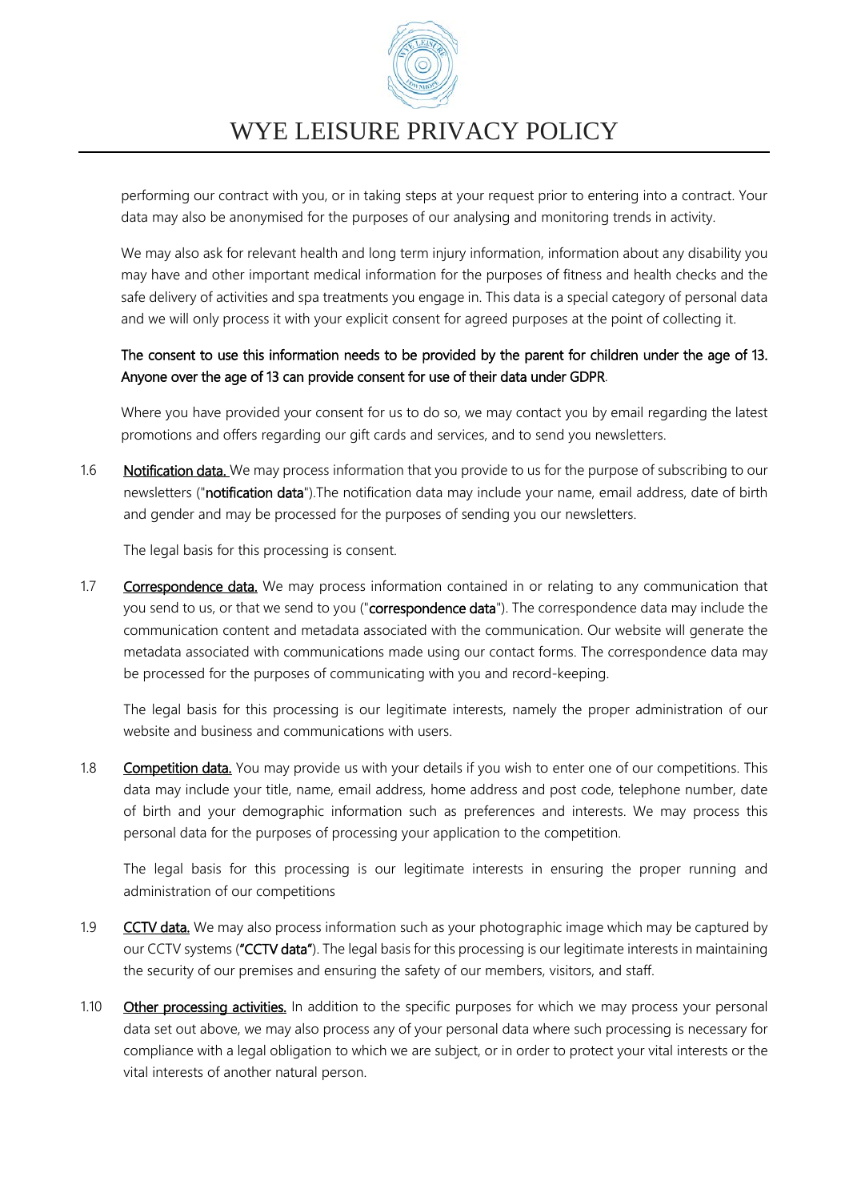performing our contract with you, or in taking steps at your request prior to entering into a contract. Your data may also be anonymised for the purposes of our analysing and monitoring trends in activity.

We may also ask for relevant health and long term injury information, information about any disability you may have and other important medical information for the purposes of fitness and health checks and the safe delivery of activities and spa treatments you engage in. This data is a special category of personal data and we will only process it with your explicit consent for agreed purposes at the point of collecting it.

**The consent to use this information needs to be provided by the parent for children under the age of 13. Anyone over the age of 13 can provide consent for use of their data under GDPR**.

Where you have provided your consent for us to do so, we may contact you by email regarding the latest promotions and offers regarding our gift cards and services, and to send you newsletters.

1.6 **Notification data.** We may process information that you provide to us for the purpose of subscribing to our newsletters ("**notification data**").The notification data may include your name, email address, date of birth and gender and may be processed for the purposes of sending you our newsletters.

The legal basis for this processing is consent.

1.7 **Correspondence data.** We may process information contained in or relating to any communication that you send to us, or that we send to you ("**correspondence data**"). The correspondence data may include the communication content and metadata associated with the communication. Our website will generate the metadata associated with communications made using our contact forms. The correspondence data may be processed for the purposes of communicating with you and record-keeping.

The legal basis for this processing is our legitimate interests, namely the proper administration of our website and business and communications with users.

1.8 **Competition data.** You may provide us with your details if you wish to enter one of our competitions. This data may include your title, name, email address, home address and post code, telephone number, date of birth and your demographic information such as preferences and interests. We may process this personal data for the purposes of processing your application to the competition.

The legal basis for this processing is our legitimate interests in ensuring the proper running and administration of our competitions

1.9 **CCTV data.** We may also process information such as your photographic image which may be captured by our CCTV systems (**"CCTV data"**). The legal basis for this processing is our legitimate interests in maintaining the security of our premises and ensuring the safety of our members, visitors, and staff.

1.10 **Other processing activities.** In addition to the specific purposes for which we may process your personal data set out above, we may also process any of your personal data where such processing is necessary for compliance with a legal obligation to which we are subject, or in order to protect your vital interests or the vital interests of another natural person.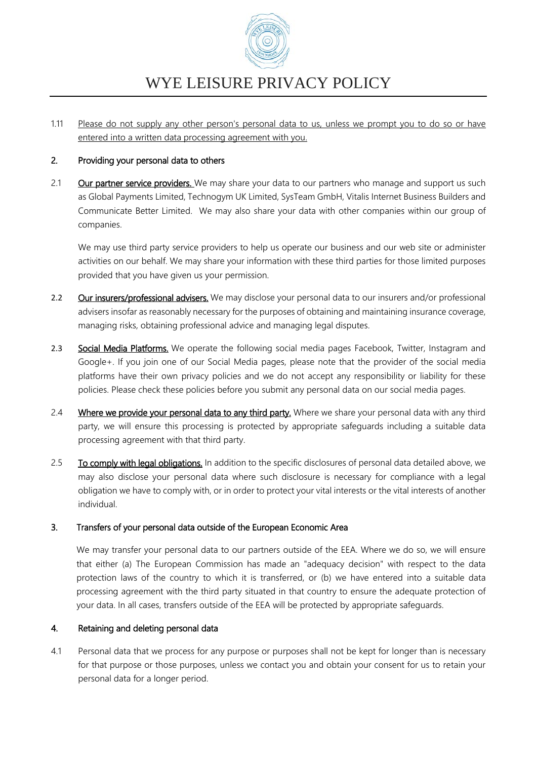1.11 Please do not supply any other person's personal data to us, unless we prompt you to do so or have entered into a written data processing agreement with you.

## 2. Providing your personal data to others

2.1 **Our partner service providers.** We may share your data to our partners who manage and support us such as Global Payments Limited, Technogym UK Limited, SysTeam GmbH, Vitalis Internet Business Builders and Communicate Better Limited. We may also share your data with other companies within our group of companies.

We may use third party service providers to help us operate our business and our web site or administer activities on our behalf. We may share your information with these third parties for those limited purposes provided that you have given us your permission.

2.2 **Our insurers/professional advisers.** We may disclose your personal data to our insurers and/or professional advisers insofar as reasonably necessary for the purposes of obtaining and maintaining insurance coverage, managing risks, obtaining professional advice and managing legal disputes.

2.3 **Social Media Platforms.** We operate the following social media pages Facebook, Twitter, Instagram and Google+. If you join one of our Social Media pages, please note that the provider of the social media platforms have their own privacy policies and we do not accept any responsibility or liability for these policies. Please check these policies before you submit any personal data on our social media pages.

2.4 **Where we provide your personal data to any third party.** Where we share your personal data with any third party, we will ensure this processing is protected by appropriate safeguards including a suitable data processing agreement with that third party.

2.5 **To comply with legal obligations.** In addition to the specific disclosures of personal data detailed above, we may also disclose your personal data where such disclosure is necessary for compliance with a legal obligation we have to comply with, or in order to protect your vital interests or the vital interests of another individual.

## 3. Transfers of your personal data outside of the European Economic Area

We may transfer your personal data to our partners outside of the EEA. Where we do so, we will ensure that either (a) The European Commission has made an "adequacy decision" with respect to the data protection laws of the country to which it is transferred, or (b) we have entered into a suitable data processing agreement with the third party situated in that country to ensure the adequate protection of your data. In all cases, transfers outside of the EEA will be protected by appropriate safeguards.

## 4. Retaining and deleting personal data

4.1 Personal data that we process for any purpose or purposes shall not be kept for longer than is necessary for that purpose or those purposes, unless we contact you and obtain your consent for us to retain your personal data for a longer period.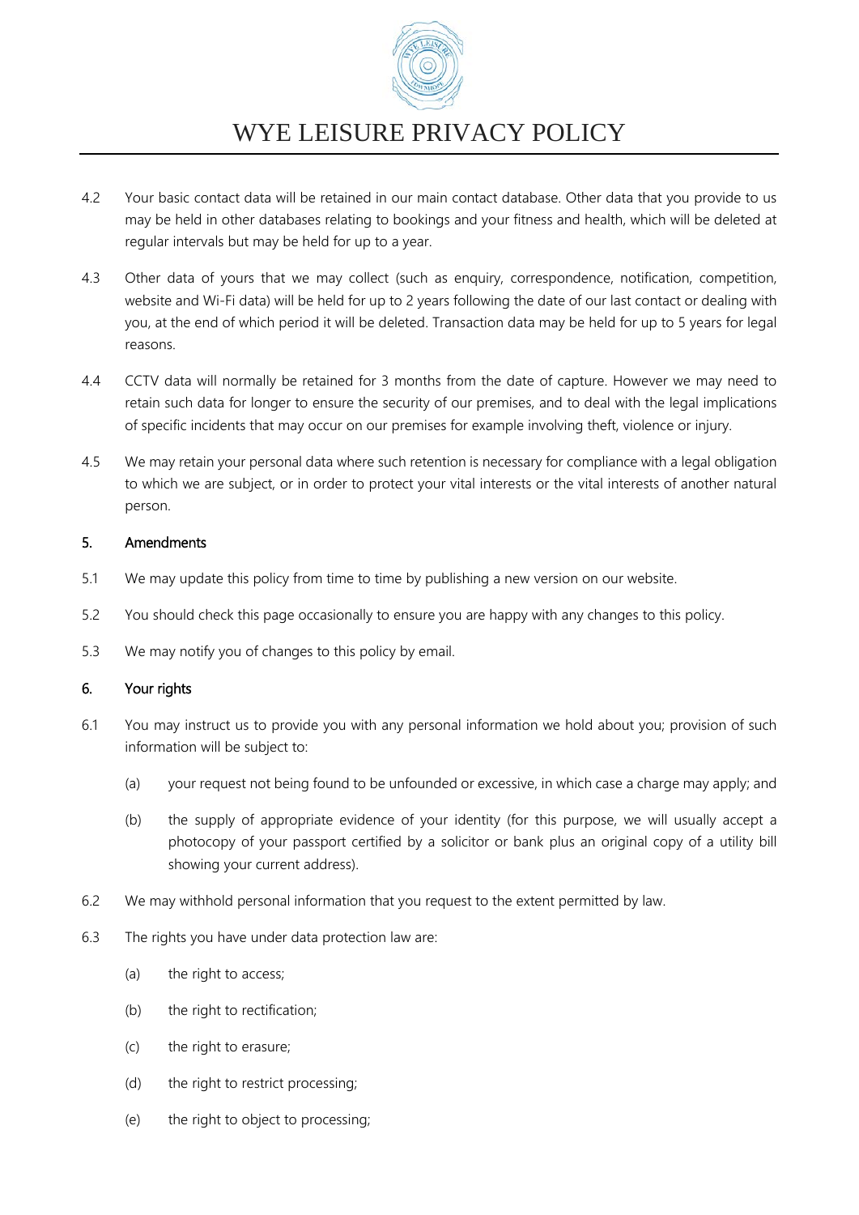4.2 Your basic contact data will be retained in our main contact database. Other data that you provide to us may be held in other databases relating to bookings and your fitness and health, which will be deleted at regular intervals but may be held for up to a year.

4.3 Other data of yours that we may collect (such as enquiry, correspondence, notification, competition, website and Wi-Fi data) will be held for up to 2 years following the date of our last contact or dealing with you, at the end of which period it will be deleted. Transaction data may be held for up to 5 years for legal reasons.

4.4 CCTV data will normally be retained for 3 months from the date of capture. However we may need to retain such data for longer to ensure the security of our premises, and to deal with the legal implications of specific incidents that may occur on our premises for example involving theft, violence or injury.

4.5 We may retain your personal data where such retention is necessary for compliance with a legal obligation to which we are subject, or in order to protect your vital interests or the vital interests of another natural person.

## 5. Amendments

5.1 We may update this policy from time to time by publishing a new version on our website.

5.2 You should check this page occasionally to ensure you are happy with any changes to this policy.

5.3 We may notify you of changes to this policy by email.

## 6. Your rights

6.1 You may instruct us to provide you with any personal information we hold about you; provision of such information will be subject to:

- (a) your request not being found to be unfounded or excessive, in which case a charge may apply; and
- (b) the supply of appropriate evidence of your identity (for this purpose, we will usually accept a photocopy of your passport certified by a solicitor or bank plus an original copy of a utility bill showing your current address).

6.2 We may withhold personal information that you request to the extent permitted by law.

6.3 The rights you have under data protection law are:

- (a) the right to access;
- (b) the right to rectification;
- (c) the right to erasure;
- (d) the right to restrict processing;
- (e) the right to object to processing;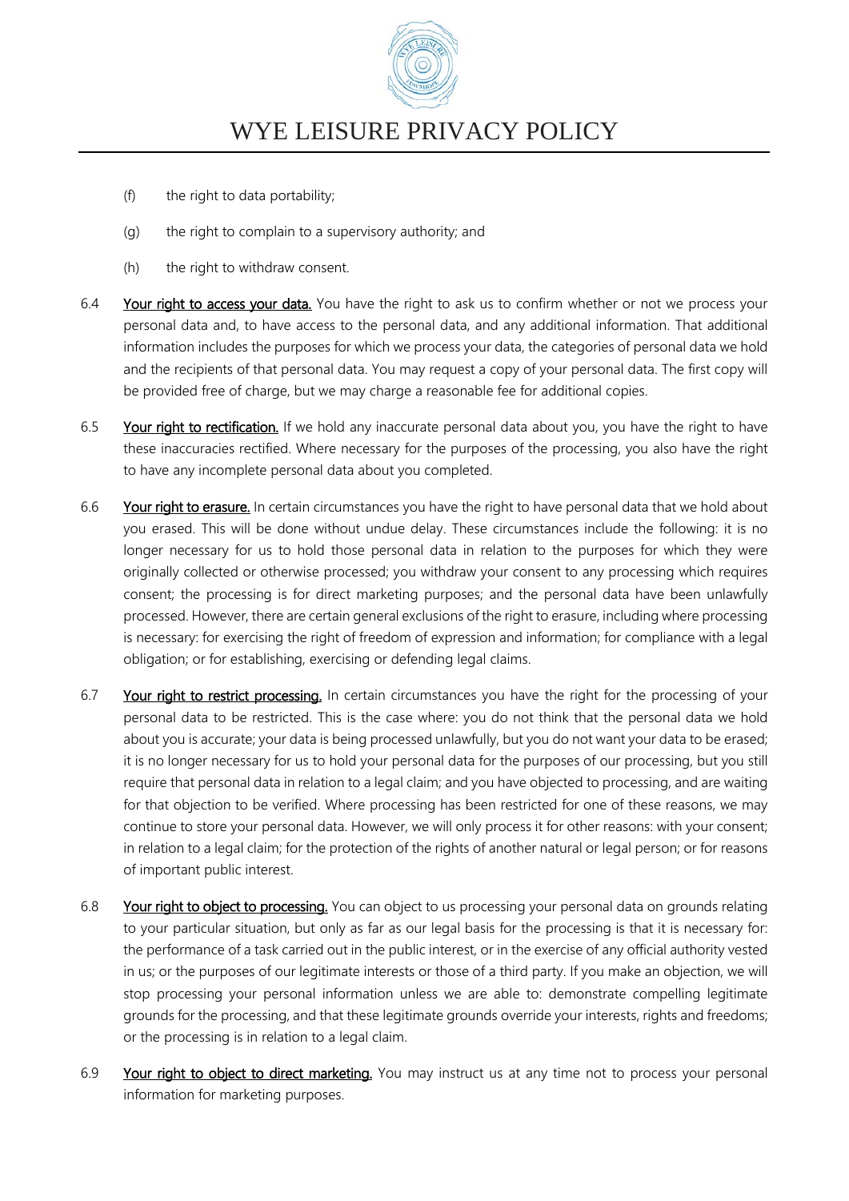(f) the right to data portability;

(g) the right to complain to a supervisory authority; and

(h) the right to withdraw consent.

6.4 **Your right to access your data.** You have the right to ask us to confirm whether or not we process your personal data and, to have access to the personal data, and any additional information. That additional information includes the purposes for which we process your data, the categories of personal data we hold and the recipients of that personal data. You may request a copy of your personal data. The first copy will be provided free of charge, but we may charge a reasonable fee for additional copies.

6.5 **Your right to rectification.** If we hold any inaccurate personal data about you, you have the right to have these inaccuracies rectified. Where necessary for the purposes of the processing, you also have the right to have any incomplete personal data about you completed.

6.6 **Your right to erasure.** In certain circumstances you have the right to have personal data that we hold about you erased. This will be done without undue delay. These circumstances include the following: it is no longer necessary for us to hold those personal data in relation to the purposes for which they were originally collected or otherwise processed; you withdraw your consent to any processing which requires consent; the processing is for direct marketing purposes; and the personal data have been unlawfully processed. However, there are certain general exclusions of the right to erasure, including where processing is necessary: for exercising the right of freedom of expression and information; for compliance with a legal obligation; or for establishing, exercising or defending legal claims.

6.7 **Your right to restrict processing.** In certain circumstances you have the right for the processing of your personal data to be restricted. This is the case where: you do not think that the personal data we hold about you is accurate; your data is being processed unlawfully, but you do not want your data to be erased; it is no longer necessary for us to hold your personal data for the purposes of our processing, but you still require that personal data in relation to a legal claim; and you have objected to processing, and are waiting for that objection to be verified. Where processing has been restricted for one of these reasons, we may continue to store your personal data. However, we will only process it for other reasons: with your consent; in relation to a legal claim; for the protection of the rights of another natural or legal person; or for reasons of important public interest.

6.8 **Your right to object to processing.** You can object to us processing your personal data on grounds relating to your particular situation, but only as far as our legal basis for the processing is that it is necessary for: the performance of a task carried out in the public interest, or in the exercise of any official authority vested in us; or the purposes of our legitimate interests or those of a third party. If you make an objection, we will stop processing your personal information unless we are able to: demonstrate compelling legitimate grounds for the processing, and that these legitimate grounds override your interests, rights and freedoms; or the processing is in relation to a legal claim.

6.9 **Your right to object to direct marketing.** You may instruct us at any time not to process your personal information for marketing purposes.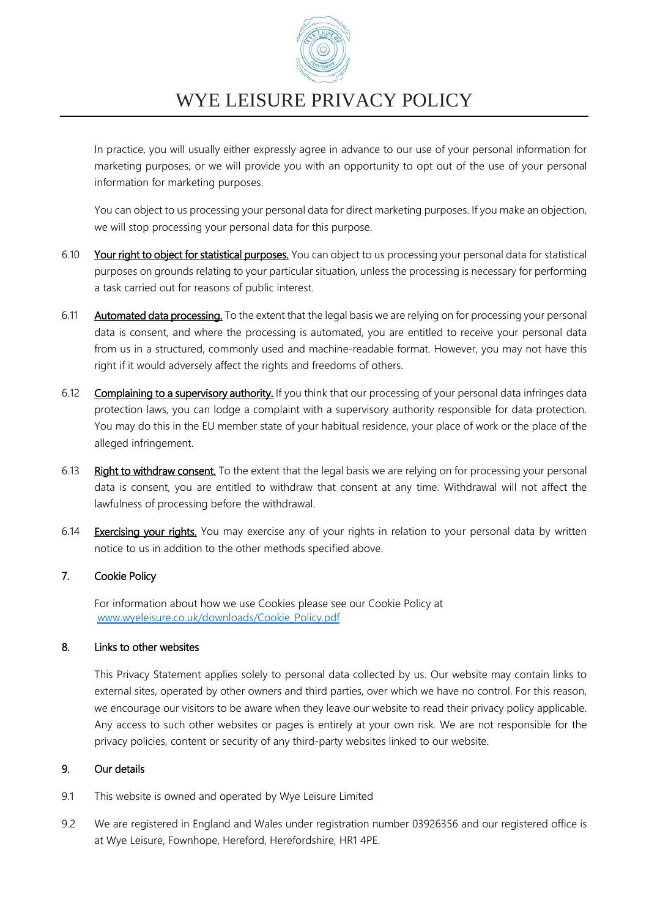In practice, you will usually either expressly agree in advance to our use of your personal information for marketing purposes, or we will provide you with an opportunity to opt out of the use of your personal information for marketing purposes.

You can object to us processing your personal data for direct marketing purposes. If you make an objection, we will stop processing your personal data for this purpose.

6.10 **Your right to object for statistical purposes.** You can object to us processing your personal data for statistical purposes on grounds relating to your particular situation, unless the processing is necessary for performing a task carried out for reasons of public interest.

6.11 **Automated data processing.** To the extent that the legal basis we are relying on for processing your personal data is consent, and where the processing is automated, you are entitled to receive your personal data from us in a structured, commonly used and machine-readable format. However, you may not have this right if it would adversely affect the rights and freedoms of others.

6.12 **Complaining to a supervisory authority.** If you think that our processing of your personal data infringes data protection laws, you can lodge a complaint with a supervisory authority responsible for data protection. You may do this in the EU member state of your habitual residence, your place of work or the place of the alleged infringement.

6.13 **Right to withdraw consent.** To the extent that the legal basis we are relying on for processing your personal data is consent, you are entitled to withdraw that consent at any time. Withdrawal will not affect the lawfulness of processing before the withdrawal.

6.14 **Exercising your rights.** You may exercise any of your rights in relation to your personal data by written notice to us in addition to the other methods specified above.

## 7. Cookie Policy

For information about how we use Cookies please see our Cookie Policy at www.wyeleisure.co.uk/downloads/Cookie_Policy.pdf

## 8. Links to other websites

This Privacy Statement applies solely to personal data collected by us. Our website may contain links to external sites, operated by other owners and third parties, over which we have no control. For this reason, we encourage our visitors to be aware when they leave our website to read their privacy policy applicable. Any access to such other websites or pages is entirely at your own risk. We are not responsible for the privacy policies, content or security of any third-party websites linked to our website.

## 9. Our details

9.1 This website is owned and operated by Wye Leisure Limited

9.2 We are registered in England and Wales under registration number 03926356 and our registered office is at Wye Leisure, Fownhope, Hereford, Herefordshire, HR1 4PE.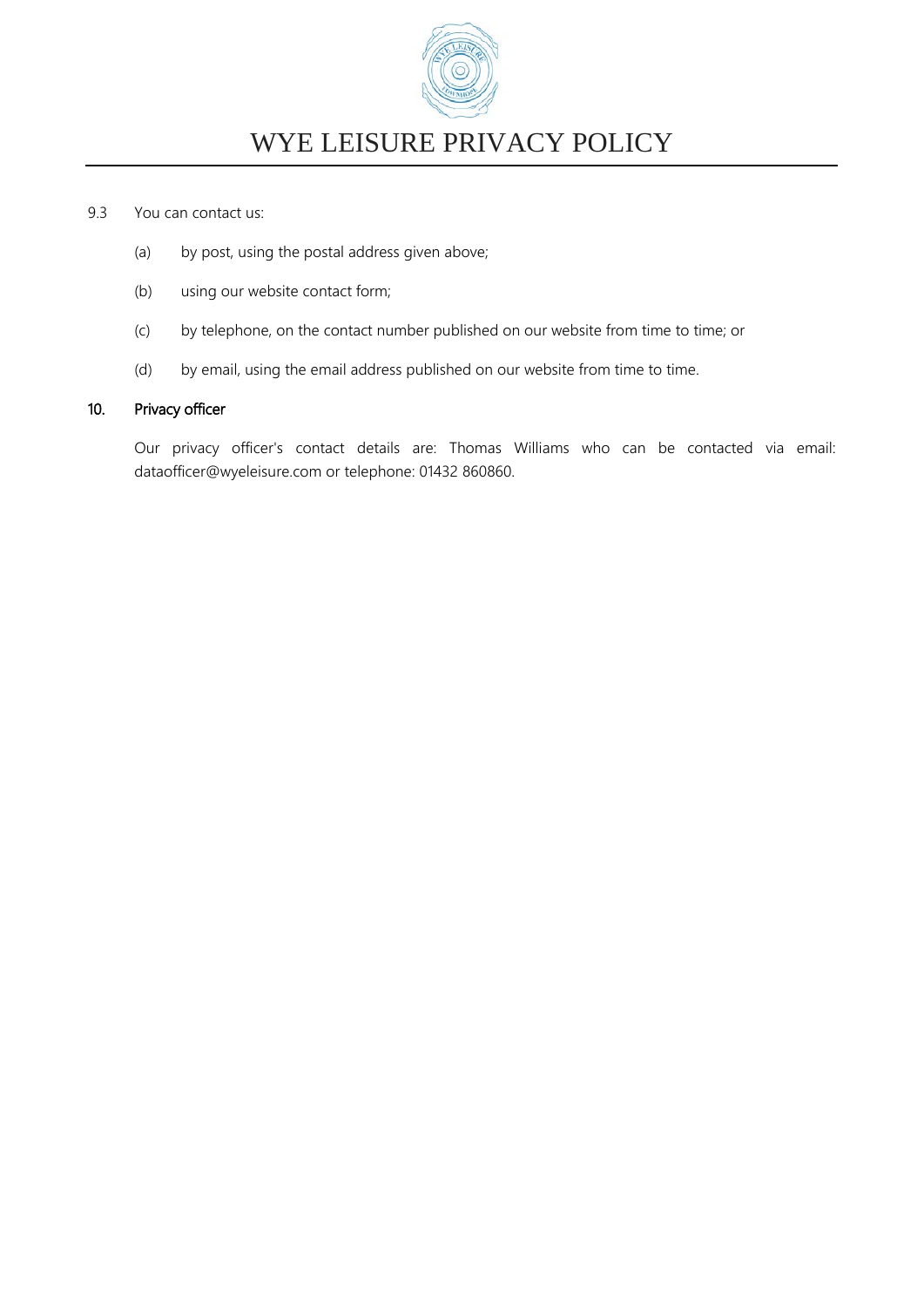9.3 You can contact us:

(a) by post, using the postal address given above;

(b) using our website contact form;

(c) by telephone, on the contact number published on our website from time to time; or

(d) by email, using the email address published on our website from time to time.

## 10. Privacy officer

Our privacy officer's contact details are: Thomas Williams who can be contacted via email: dataofficer@wyeleisure.com or telephone: 01432 860860.